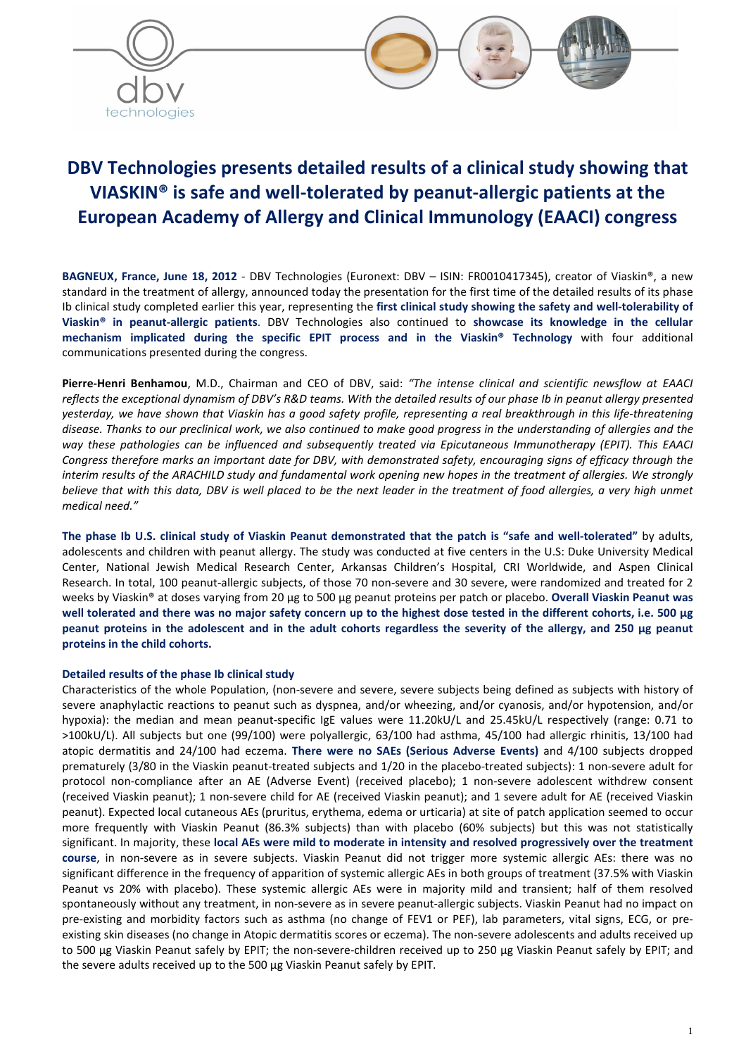# DBV Technologies presents detailed results of a clinical study showing that VIASKIN® is safe and well-tolerated by peanut-allergic patients at the European Academy of Allergy and Clinical Immunology (EAACI) congress

**BAGNEUX, France, June 18, 2012** - DBV Technologies (Euronext: DBV – ISIN: FR0010417345), creator of Viaskin®, a new standard in the treatment of allergy, announced today the presentation for the first time of the detailed results of its phase Ib clinical study completed earlier this year, representing the **first clinical study showing the safety and well-tolerability of Viaskin® in peanut-allergic patients**. DBV Technologies also continued to **showcase its knowledge in the cellular mechanism implicated during the specific EPIT process and in the Viaskin® Technology** with four additional communications presented during the congress.

**Pierre-Henri Benhamou**, M.D., Chairman and CEO of DBV, said: *"The intense clinical and scientific newsflow at EAACI reflects the exceptional dynamism of DBV's R&D teams. With the detailed results of our phase Ib in peanut allergy presented yesterday, we have shown that Viaskin has a good safety profile, representing a real breakthrough in this life-threatening disease. Thanks to our preclinical work, we also continued to make good progress in the understanding of allergies and the way these pathologies can be influenced and subsequently treated via Epicutaneous Immunotherapy (EPIT). This EAACI Congress therefore marks an important date for DBV, with demonstrated safety, encouraging signs of efficacy through the interim results of the ARACHILD study and fundamental work opening new hopes in the treatment of allergies. We strongly believe that with this data, DBV is well placed to be the next leader in the treatment of food allergies, a very high unmet medical need."*

**The phase Ib U.S. clinical study of Viaskin Peanut demonstrated that the patch is "safe and well-tolerated"** by adults, adolescents and children with peanut allergy. The study was conducted at five centers in the U.S: Duke University Medical Center, National Jewish Medical Research Center, Arkansas Children's Hospital, CRI Worldwide, and Aspen Clinical Research. In total, 100 peanut-allergic subjects, of those 70 non-severe and 30 severe, were randomized and treated for 2 weeks by Viaskin® at doses varying from 20 µg to 500 µg peanut proteins per patch or placebo. **Overall Viaskin Peanut was well tolerated and there was no major safety concern up to the highest dose tested in the different cohorts, i.e. 500 µg peanut proteins in the adolescent and in the adult cohorts regardless the severity of the allergy, and 250 µg peanut proteins in the child cohorts.**

### Detailed results of the phase Ib clinical study

Characteristics of the whole Population, (non-severe and severe, severe subjects being defined as subjects with history of severe anaphylactic reactions to peanut such as dyspnea, and/or wheezing, and/or cyanosis, and/or hypotension, and/or hypoxia): the median and mean peanut-specific IgE values were 11.20kU/L and 25.45kU/L respectively (range: 0.71 to >100kU/L). All subjects but one (99/100) were polyallergic, 63/100 had asthma, 45/100 had allergic rhinitis, 13/100 had atopic dermatitis and 24/100 had eczema. **There were no SAEs (Serious Adverse Events)** and 4/100 subjects dropped prematurely (3/80 in the Viaskin peanut-treated subjects and 1/20 in the placebo-treated subjects): 1 non-severe adult for protocol non-compliance after an AE (Adverse Event) (received placebo); 1 non-severe adolescent withdrew consent (received Viaskin peanut); 1 non-severe child for AE (received Viaskin peanut); and 1 severe adult for AE (received Viaskin peanut). Expected local cutaneous AEs (pruritus, erythema, edema or urticaria) at site of patch application seemed to occur more frequently with Viaskin Peanut (86.3% subjects) than with placebo (60% subjects) but this was not statistically significant. In majority, these **local AEs were mild to moderate in intensity and resolved progressively over the treatment course**, in non-severe as in severe subjects. Viaskin Peanut did not trigger more systemic allergic AEs: there was no significant difference in the frequency of apparition of systemic allergic AEs in both groups of treatment (37.5% with Viaskin Peanut vs 20% with placebo). These systemic allergic AEs were in majority mild and transient; half of them resolved spontaneously without any treatment, in non-severe as in severe peanut-allergic subjects. Viaskin Peanut had no impact on pre-existing and morbidity factors such as asthma (no change of FEV1 or PEF), lab parameters, vital signs, ECG, or pre-existing skin diseases (no change in Atopic dermatitis scores or eczema). The non-severe adolescents and adults received up to 500 µg Viaskin Peanut safely by EPIT; the non-severe-children received up to 250 µg Viaskin Peanut safely by EPIT; and the severe adults received up to the 500 µg Viaskin Peanut safely by EPIT.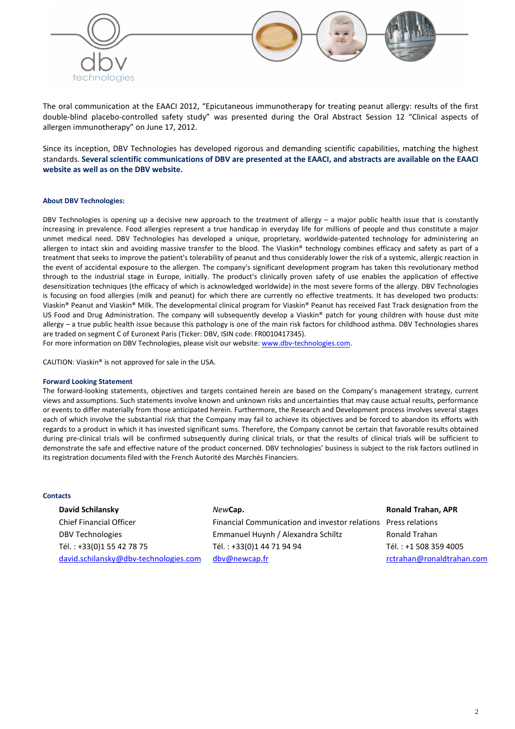The oral communication at the EAACI 2012, "Epicutaneous immunotherapy for treating peanut allergy: results of the first double-blind placebo-controlled safety study" was presented during the Oral Abstract Session 12 "Clinical aspects of allergen immunotherapy" on June 17, 2012.

Since its inception, DBV Technologies has developed rigorous and demanding scientific capabilities, matching the highest standards. **Several scientific communications of DBV are presented at the EAACI, and abstracts are available on the EAACI website as well as on the DBV website.**

#### About DBV Technologies:

DBV Technologies is opening up a decisive new approach to the treatment of allergy – a major public health issue that is constantly increasing in prevalence. Food allergies represent a true handicap in everyday life for millions of people and thus constitute a major unmet medical need. DBV Technologies has developed a unique, proprietary, worldwide-patented technology for administering an allergen to intact skin and avoiding massive transfer to the blood. The Viaskin® technology combines efficacy and safety as part of a treatment that seeks to improve the patient's tolerability of peanut and thus considerably lower the risk of a systemic, allergic reaction in the event of accidental exposure to the allergen. The company's significant development program has taken this revolutionary method through to the industrial stage in Europe, initially. The product's clinically proven safety of use enables the application of effective desensitization techniques (the efficacy of which is acknowledged worldwide) in the most severe forms of the allergy. DBV Technologies is focusing on food allergies (milk and peanut) for which there are currently no effective treatments. It has developed two products: Viaskin® Peanut and Viaskin® Milk. The developmental clinical program for Viaskin® Peanut has received Fast Track designation from the US Food and Drug Administration. The company will subsequently develop a Viaskin® patch for young children with house dust mite allergy – a true public health issue because this pathology is one of the main risk factors for childhood asthma. DBV Technologies shares are traded on segment C of Euronext Paris (Ticker: DBV, ISIN code: FR0010417345).
For more information on DBV Technologies, please visit our website: www.dbv-technologies.com.

CAUTION: Viaskin® is not approved for sale in the USA.

#### Forward Looking Statement

The forward-looking statements, objectives and targets contained herein are based on the Company's management strategy, current views and assumptions. Such statements involve known and unknown risks and uncertainties that may cause actual results, performance or events to differ materially from those anticipated herein. Furthermore, the Research and Development process involves several stages each of which involve the substantial risk that the Company may fail to achieve its objectives and be forced to abandon its efforts with regards to a product in which it has invested significant sums. Therefore, the Company cannot be certain that favorable results obtained during pre-clinical trials will be confirmed subsequently during clinical trials, or that the results of clinical trials will be sufficient to demonstrate the safe and effective nature of the product concerned. DBV technologies' business is subject to the risk factors outlined in its registration documents filed with the French Autorité des Marchés Financiers.

#### Contacts

**David Schilansky**
Chief Financial Officer
DBV Technologies
Tél. : +33(0)1 55 42 78 75
david.schilansky@dbv-technologies.com

*New***Cap.**
Financial Communication and investor relations
Emmanuel Huynh / Alexandra Schiltz
Tél. : +33(0)1 44 71 94 94
dbv@newcap.fr

**Ronald Trahan, APR**
Press relations
Ronald Trahan
Tél. : +1 508 359 4005
rctrahan@ronaldtrahan.com